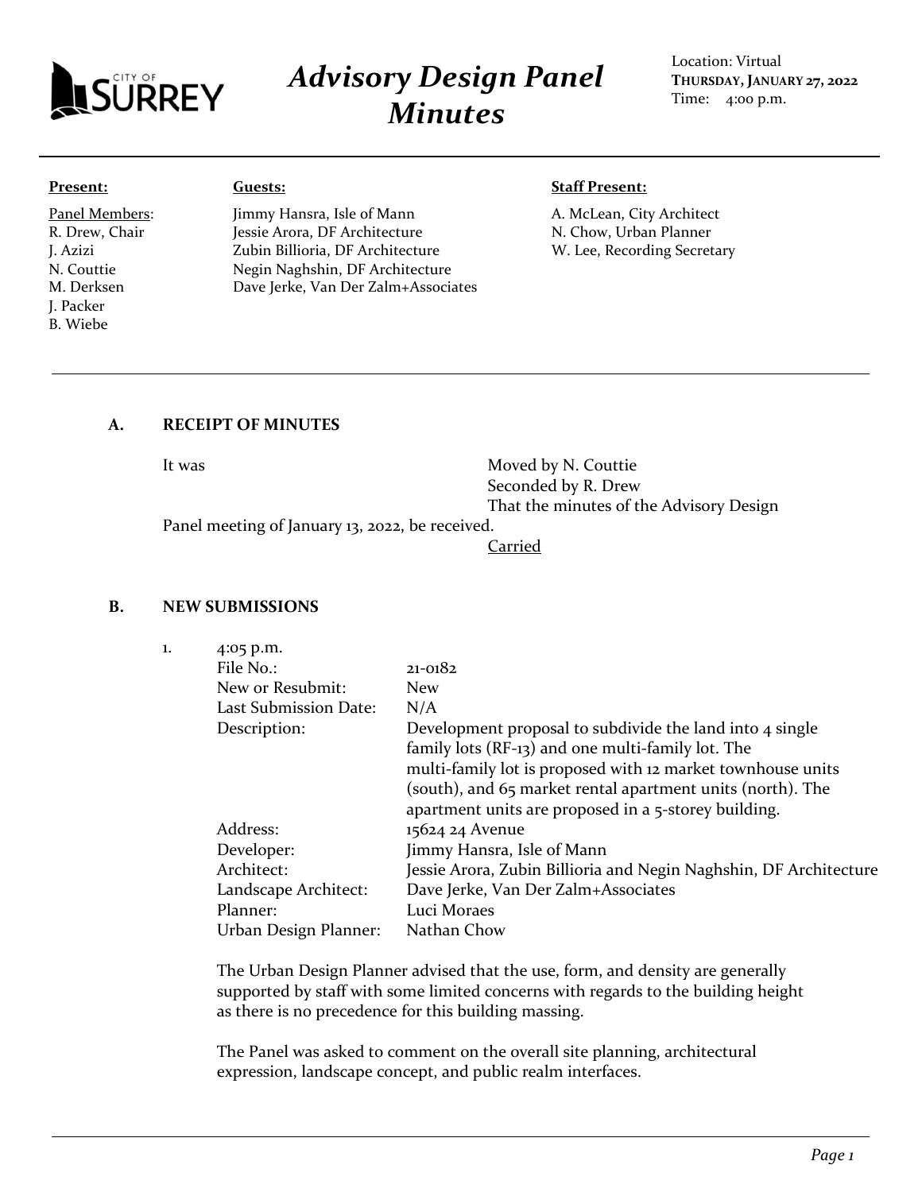# Advisory Design Panel Minutes

Location: Virtual
**THURSDAY, JANUARY 27, 2022**
Time: 4:00 p.m.

**Present:**

Panel Members:
R. Drew, Chair
J. Azizi
N. Couttie
M. Derksen
J. Packer
B. Wiebe

**Guests:**

Jimmy Hansra, Isle of Mann
Jessie Arora, DF Architecture
Zubin Billioria, DF Architecture
Negin Naghshin, DF Architecture
Dave Jerke, Van Der Zalm+Associates

**Staff Present:**

A. McLean, City Architect
N. Chow, Urban Planner
W. Lee, Recording Secretary

---

## A. RECEIPT OF MINUTES

It was Moved by N. Couttie
Seconded by R. Drew
That the minutes of the Advisory Design Panel meeting of January 13, 2022, be received.

Carried

## B. NEW SUBMISSIONS

1. 4:05 p.m.

| | |
|---|---|
| File No.: | 21-0182 |
| New or Resubmit: | New |
| Last Submission Date: | N/A |
| Description: | Development proposal to subdivide the land into 4 single family lots (RF-13) and one multi-family lot. The multi-family lot is proposed with 12 market townhouse units (south), and 65 market rental apartment units (north). The apartment units are proposed in a 5-storey building. |
| Address: | 15624 24 Avenue |
| Developer: | Jimmy Hansra, Isle of Mann |
| Architect: | Jessie Arora, Zubin Billioria and Negin Naghshin, DF Architecture |
| Landscape Architect: | Dave Jerke, Van Der Zalm+Associates |
| Planner: | Luci Moraes |
| Urban Design Planner: | Nathan Chow |

The Urban Design Planner advised that the use, form, and density are generally supported by staff with some limited concerns with regards to the building height as there is no precedence for this building massing.

The Panel was asked to comment on the overall site planning, architectural expression, landscape concept, and public realm interfaces.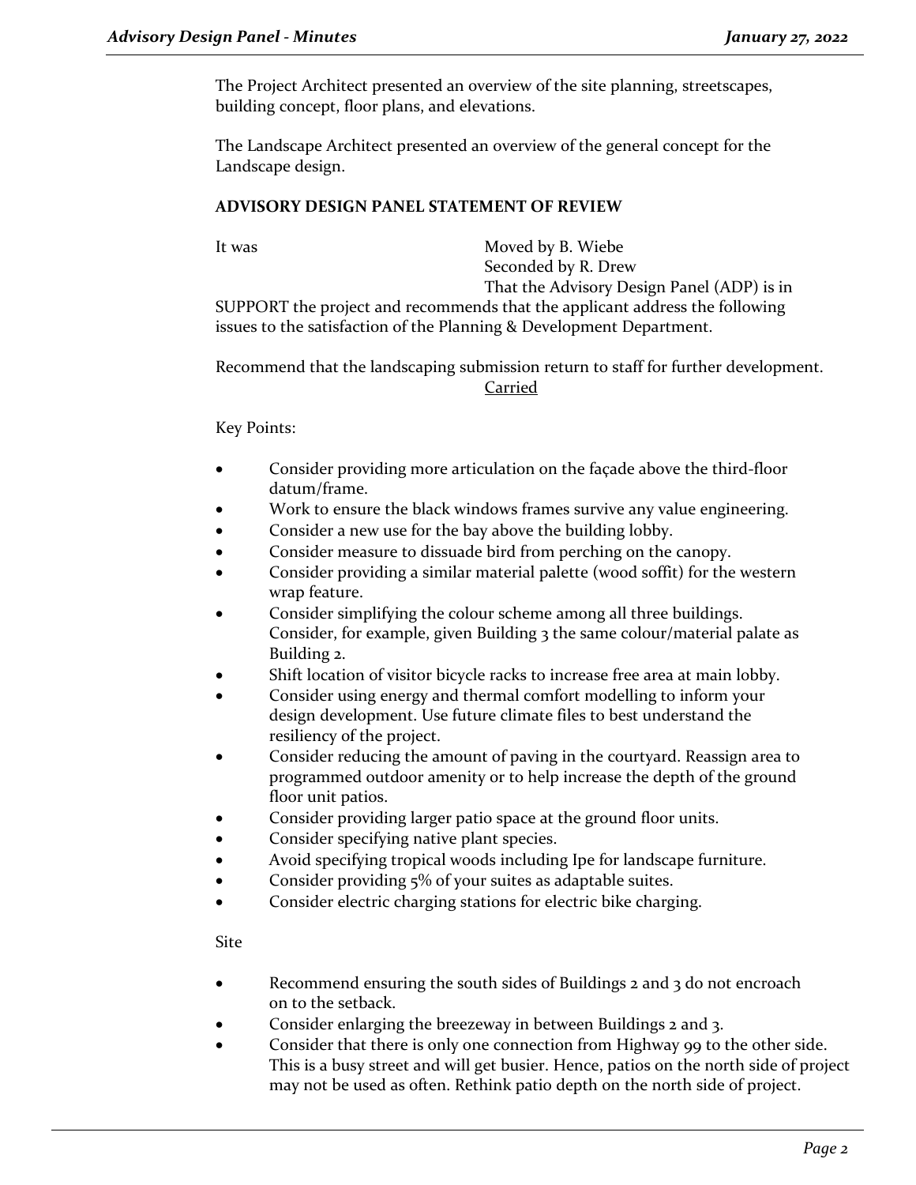The Project Architect presented an overview of the site planning, streetscapes, building concept, floor plans, and elevations.

The Landscape Architect presented an overview of the general concept for the Landscape design.

**ADVISORY DESIGN PANEL STATEMENT OF REVIEW**

It was Moved by B. Wiebe
Seconded by R. Drew
That the Advisory Design Panel (ADP) is in SUPPORT the project and recommends that the applicant address the following issues to the satisfaction of the Planning & Development Department.

Recommend that the landscaping submission return to staff for further development.

Carried

Key Points:

- Consider providing more articulation on the façade above the third-floor datum/frame.
- Work to ensure the black windows frames survive any value engineering.
- Consider a new use for the bay above the building lobby.
- Consider measure to dissuade bird from perching on the canopy.
- Consider providing a similar material palette (wood soffit) for the western wrap feature.
- Consider simplifying the colour scheme among all three buildings. Consider, for example, given Building 3 the same colour/material palate as Building 2.
- Shift location of visitor bicycle racks to increase free area at main lobby.
- Consider using energy and thermal comfort modelling to inform your design development. Use future climate files to best understand the resiliency of the project.
- Consider reducing the amount of paving in the courtyard. Reassign area to programmed outdoor amenity or to help increase the depth of the ground floor unit patios.
- Consider providing larger patio space at the ground floor units.
- Consider specifying native plant species.
- Avoid specifying tropical woods including Ipe for landscape furniture.
- Consider providing 5% of your suites as adaptable suites.
- Consider electric charging stations for electric bike charging.

Site

- Recommend ensuring the south sides of Buildings 2 and 3 do not encroach on to the setback.
- Consider enlarging the breezeway in between Buildings 2 and 3.
- Consider that there is only one connection from Highway 99 to the other side. This is a busy street and will get busier. Hence, patios on the north side of project may not be used as often. Rethink patio depth on the north side of project.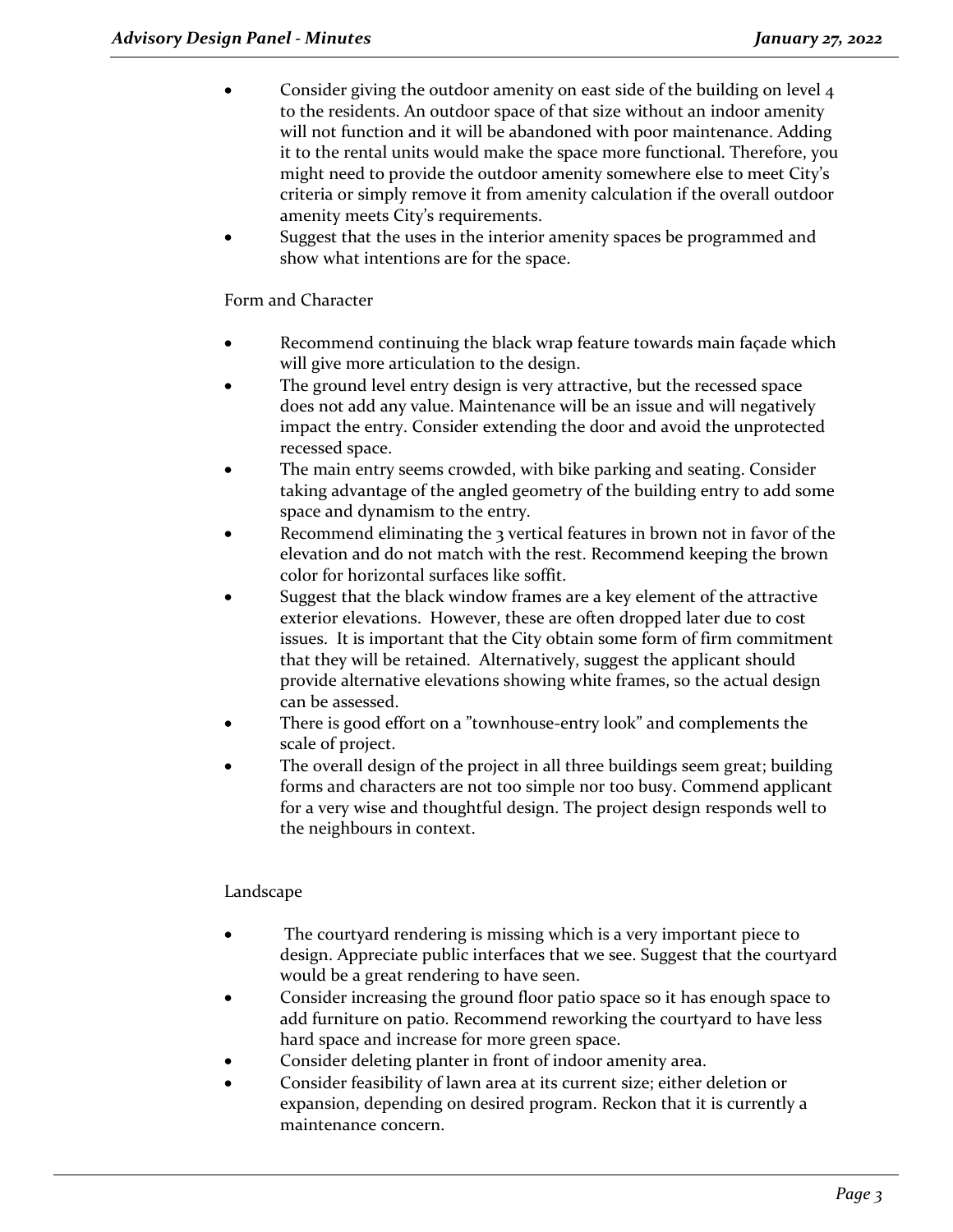- Consider giving the outdoor amenity on east side of the building on level 4 to the residents. An outdoor space of that size without an indoor amenity will not function and it will be abandoned with poor maintenance. Adding it to the rental units would make the space more functional. Therefore, you might need to provide the outdoor amenity somewhere else to meet City's criteria or simply remove it from amenity calculation if the overall outdoor amenity meets City's requirements.
- Suggest that the uses in the interior amenity spaces be programmed and show what intentions are for the space.

Form and Character

- Recommend continuing the black wrap feature towards main façade which will give more articulation to the design.
- The ground level entry design is very attractive, but the recessed space does not add any value. Maintenance will be an issue and will negatively impact the entry. Consider extending the door and avoid the unprotected recessed space.
- The main entry seems crowded, with bike parking and seating. Consider taking advantage of the angled geometry of the building entry to add some space and dynamism to the entry.
- Recommend eliminating the 3 vertical features in brown not in favor of the elevation and do not match with the rest. Recommend keeping the brown color for horizontal surfaces like soffit.
- Suggest that the black window frames are a key element of the attractive exterior elevations. However, these are often dropped later due to cost issues. It is important that the City obtain some form of firm commitment that they will be retained. Alternatively, suggest the applicant should provide alternative elevations showing white frames, so the actual design can be assessed.
- There is good effort on a "townhouse-entry look" and complements the scale of project.
- The overall design of the project in all three buildings seem great; building forms and characters are not too simple nor too busy. Commend applicant for a very wise and thoughtful design. The project design responds well to the neighbours in context.

Landscape

- The courtyard rendering is missing which is a very important piece to design. Appreciate public interfaces that we see. Suggest that the courtyard would be a great rendering to have seen.
- Consider increasing the ground floor patio space so it has enough space to add furniture on patio. Recommend reworking the courtyard to have less hard space and increase for more green space.
- Consider deleting planter in front of indoor amenity area.
- Consider feasibility of lawn area at its current size; either deletion or expansion, depending on desired program. Reckon that it is currently a maintenance concern.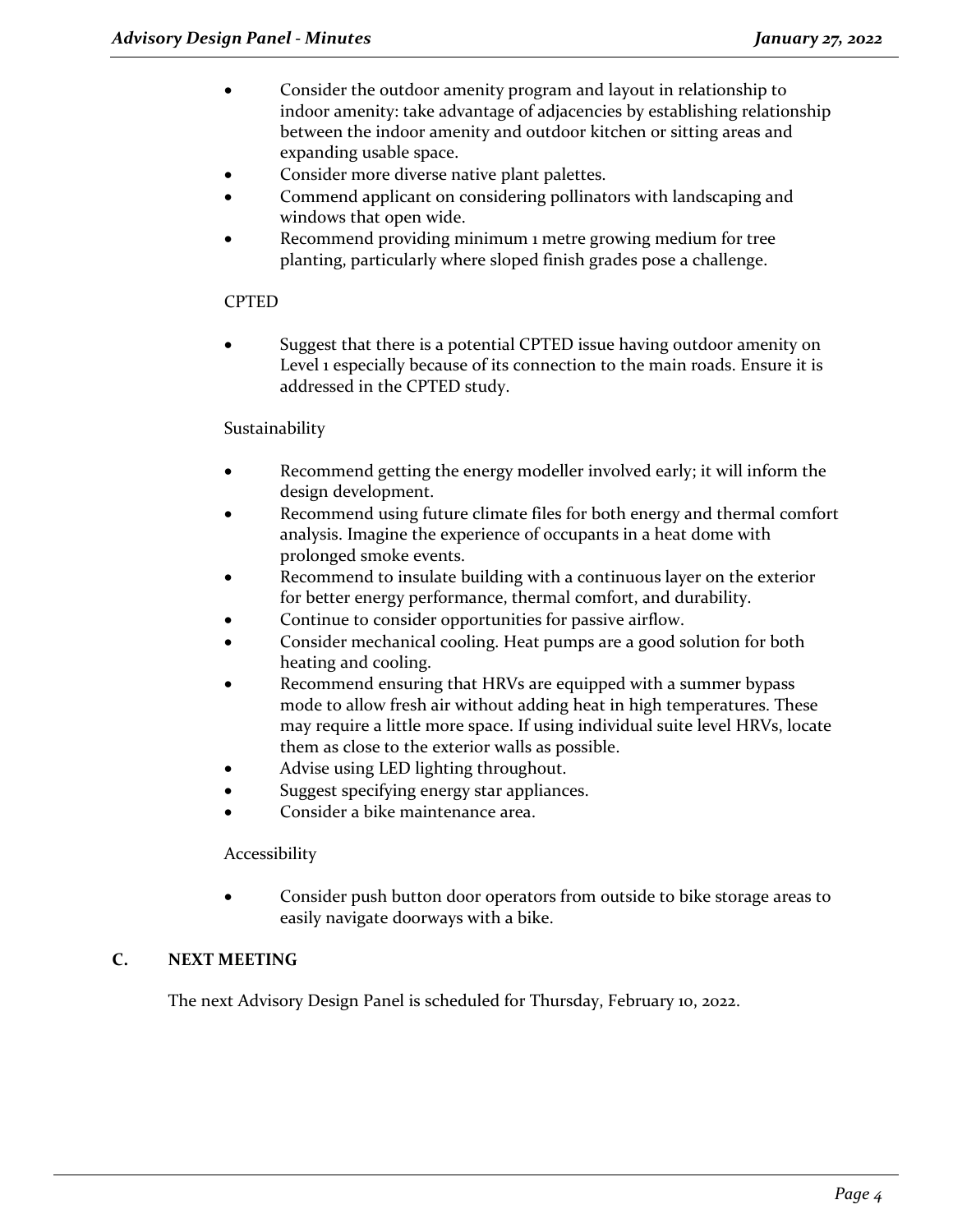- Consider the outdoor amenity program and layout in relationship to indoor amenity: take advantage of adjacencies by establishing relationship between the indoor amenity and outdoor kitchen or sitting areas and expanding usable space.
- Consider more diverse native plant palettes.
- Commend applicant on considering pollinators with landscaping and windows that open wide.
- Recommend providing minimum 1 metre growing medium for tree planting, particularly where sloped finish grades pose a challenge.

CPTED

- Suggest that there is a potential CPTED issue having outdoor amenity on Level 1 especially because of its connection to the main roads. Ensure it is addressed in the CPTED study.

Sustainability

- Recommend getting the energy modeller involved early; it will inform the design development.
- Recommend using future climate files for both energy and thermal comfort analysis. Imagine the experience of occupants in a heat dome with prolonged smoke events.
- Recommend to insulate building with a continuous layer on the exterior for better energy performance, thermal comfort, and durability.
- Continue to consider opportunities for passive airflow.
- Consider mechanical cooling. Heat pumps are a good solution for both heating and cooling.
- Recommend ensuring that HRVs are equipped with a summer bypass mode to allow fresh air without adding heat in high temperatures. These may require a little more space. If using individual suite level HRVs, locate them as close to the exterior walls as possible.
- Advise using LED lighting throughout.
- Suggest specifying energy star appliances.
- Consider a bike maintenance area.

Accessibility

- Consider push button door operators from outside to bike storage areas to easily navigate doorways with a bike.

## C. NEXT MEETING

The next Advisory Design Panel is scheduled for Thursday, February 10, 2022.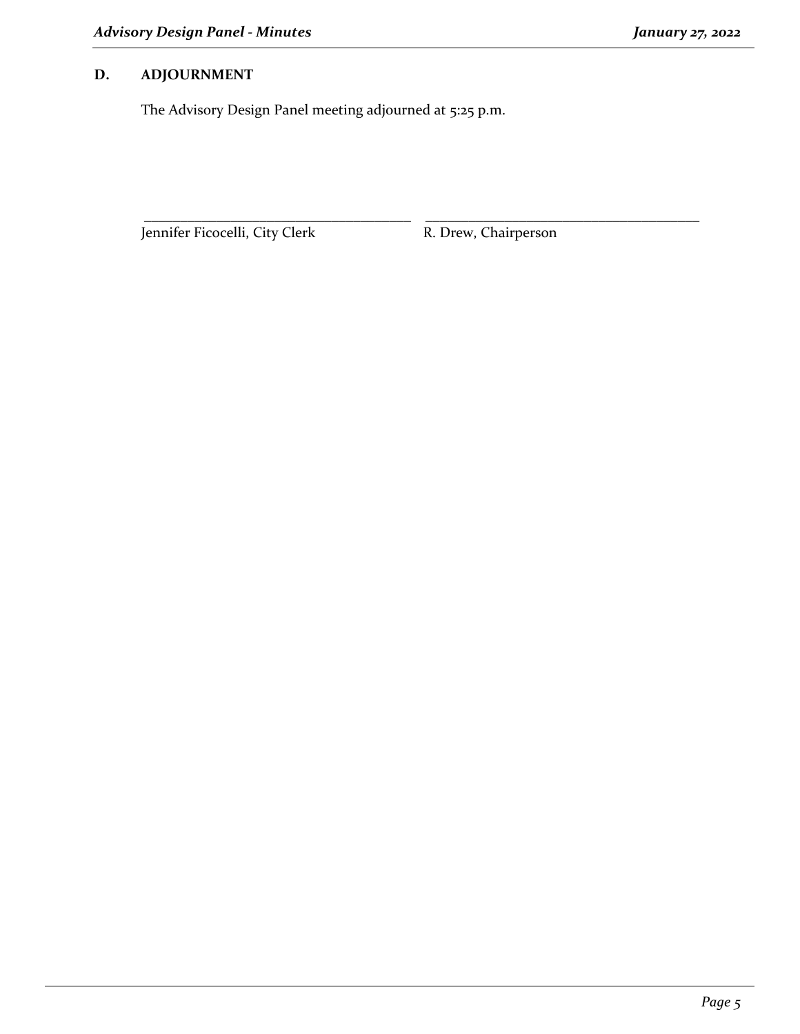## D. ADJOURNMENT

The Advisory Design Panel meeting adjourned at 5:25 p.m.

| | |
|---|---|
| \_\_\_\_\_\_\_\_\_\_\_\_\_\_\_\_\_\_\_\_\_\_\_\_\_\_\_\_\_\_\_\_\_\_\_\_\_\_ | \_\_\_\_\_\_\_\_\_\_\_\_\_\_\_\_\_\_\_\_\_\_\_\_\_\_\_\_\_\_\_\_\_\_\_\_\_\_ |
| Jennifer Ficocelli, City Clerk | R. Drew, Chairperson |